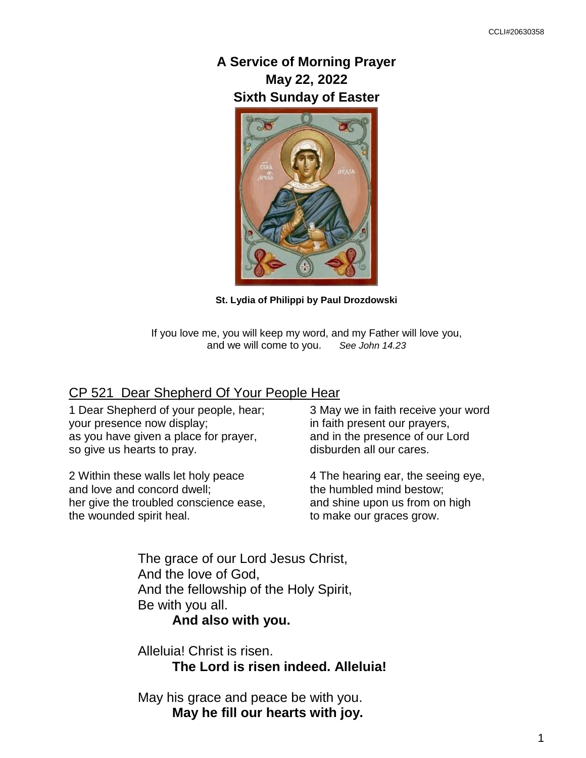# A Service of Morning Prayer
## May 22, 2022
## Sixth Sunday of Easter

**St. Lydia of Philippi by Paul Drozdowski**

If you love me, you will keep my word, and my Father will love you,
and we will come to you. *See John 14.23*

## CP 521 Dear Shepherd Of Your People Hear

1 Dear Shepherd of your people, hear;
your presence now display;
as you have given a place for prayer,
so give us hearts to pray.

2 Within these walls let holy peace
and love and concord dwell;
her give the troubled conscience ease,
the wounded spirit heal.

3 May we in faith receive your word
in faith present our prayers,
and in the presence of our Lord
disburden all our cares.

4 The hearing ear, the seeing eye,
the humbled mind bestow;
and shine upon us from on high
to make our graces grow.

The grace of our Lord Jesus Christ,
And the love of God,
And the fellowship of the Holy Spirit,
Be with you all.
**And also with you.**

Alleluia! Christ is risen.
**The Lord is risen indeed. Alleluia!**

May his grace and peace be with you.
**May he fill our hearts with joy.**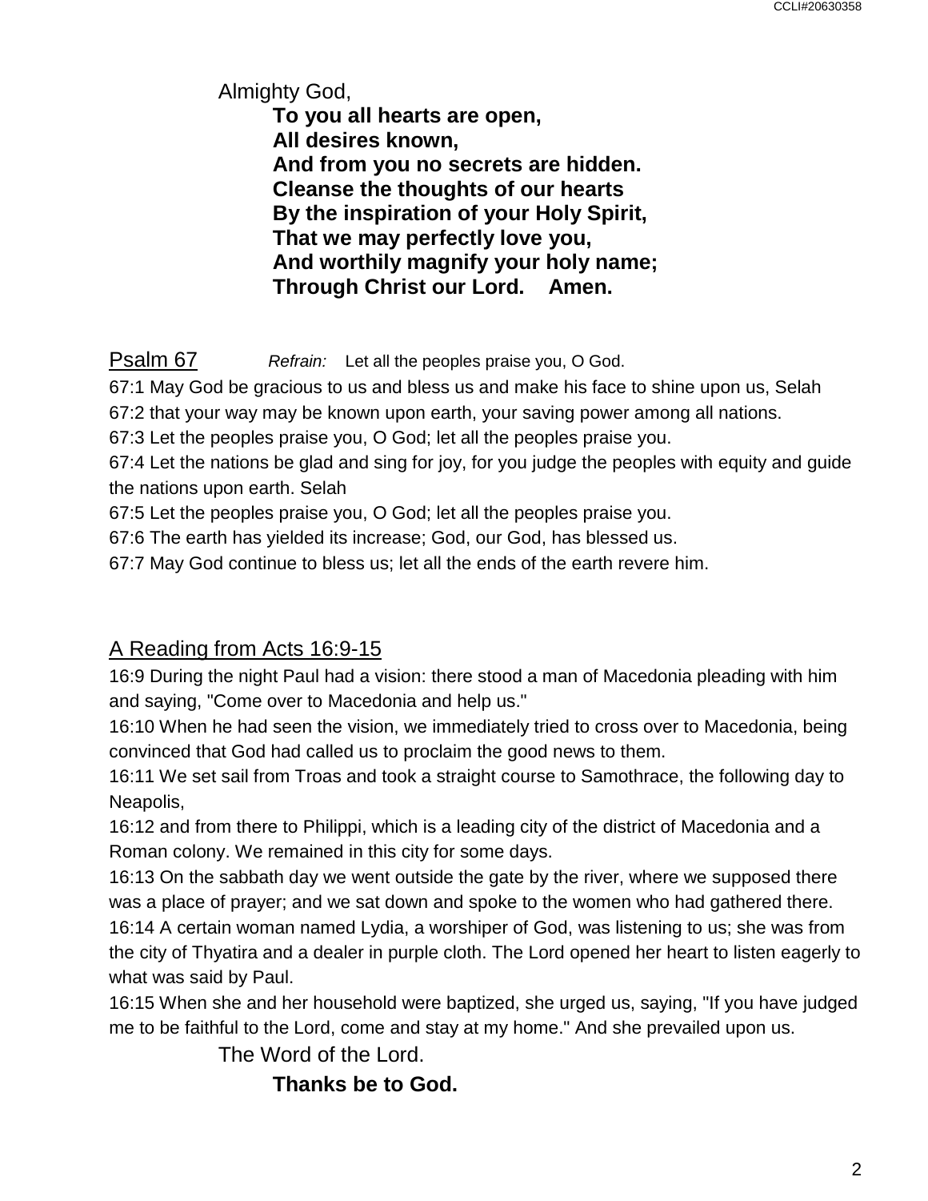Almighty God,

**To you all hearts are open,**
**All desires known,**
**And from you no secrets are hidden.**
**Cleanse the thoughts of our hearts**
**By the inspiration of your Holy Spirit,**
**That we may perfectly love you,**
**And worthily magnify your holy name;**
**Through Christ our Lord. Amen.**

<u>Psalm 67</u> *Refrain:* Let all the peoples praise you, O God.

67:1 May God be gracious to us and bless us and make his face to shine upon us, Selah
67:2 that your way may be known upon earth, your saving power among all nations.
67:3 Let the peoples praise you, O God; let all the peoples praise you.
67:4 Let the nations be glad and sing for joy, for you judge the peoples with equity and guide the nations upon earth. Selah
67:5 Let the peoples praise you, O God; let all the peoples praise you.
67:6 The earth has yielded its increase; God, our God, has blessed us.
67:7 May God continue to bless us; let all the ends of the earth revere him.

<u>A Reading from Acts 16:9-15</u>

16:9 During the night Paul had a vision: there stood a man of Macedonia pleading with him and saying, "Come over to Macedonia and help us."
16:10 When he had seen the vision, we immediately tried to cross over to Macedonia, being convinced that God had called us to proclaim the good news to them.
16:11 We set sail from Troas and took a straight course to Samothrace, the following day to Neapolis,
16:12 and from there to Philippi, which is a leading city of the district of Macedonia and a Roman colony. We remained in this city for some days.
16:13 On the sabbath day we went outside the gate by the river, where we supposed there was a place of prayer; and we sat down and spoke to the women who had gathered there.
16:14 A certain woman named Lydia, a worshiper of God, was listening to us; she was from the city of Thyatira and a dealer in purple cloth. The Lord opened her heart to listen eagerly to what was said by Paul.
16:15 When she and her household were baptized, she urged us, saying, "If you have judged me to be faithful to the Lord, come and stay at my home." And she prevailed upon us.

The Word of the Lord.

**Thanks be to God.**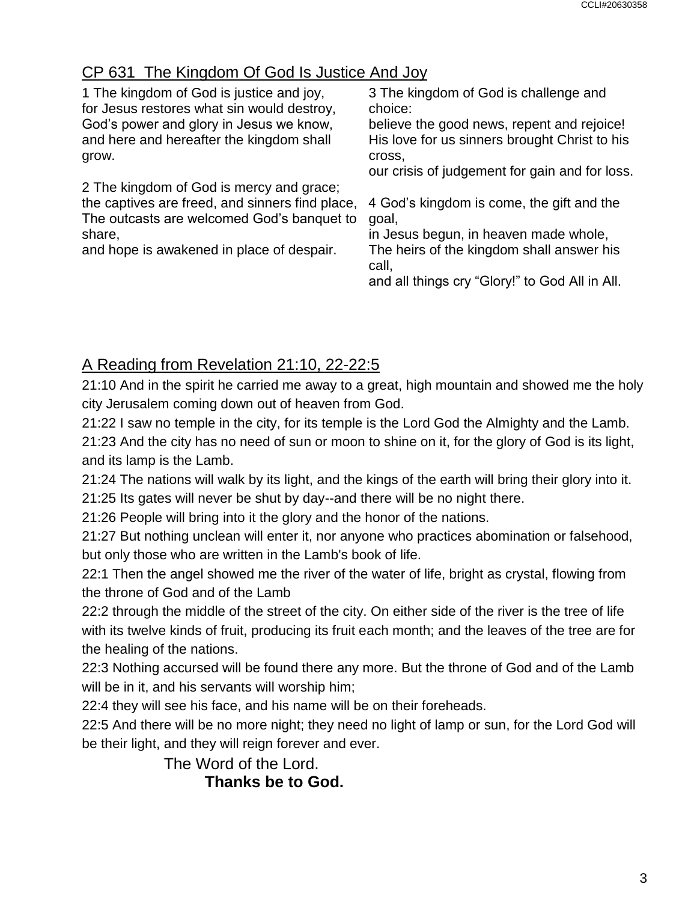## CP 631  The Kingdom Of God Is Justice And Joy

1 The kingdom of God is justice and joy,
for Jesus restores what sin would destroy,
God's power and glory in Jesus we know,
and here and hereafter the kingdom shall grow.

2 The kingdom of God is mercy and grace;
the captives are freed, and sinners find place,
The outcasts are welcomed God's banquet to share,
and hope is awakened in place of despair.

3 The kingdom of God is challenge and choice:
believe the good news, repent and rejoice!
His love for us sinners brought Christ to his cross,
our crisis of judgement for gain and for loss.

4 God's kingdom is come, the gift and the goal,
in Jesus begun, in heaven made whole,
The heirs of the kingdom shall answer his call,
and all things cry "Glory!" to God All in All.

## A Reading from Revelation 21:10, 22-22:5

21:10 And in the spirit he carried me away to a great, high mountain and showed me the holy city Jerusalem coming down out of heaven from God.
21:22 I saw no temple in the city, for its temple is the Lord God the Almighty and the Lamb.
21:23 And the city has no need of sun or moon to shine on it, for the glory of God is its light, and its lamp is the Lamb.
21:24 The nations will walk by its light, and the kings of the earth will bring their glory into it.
21:25 Its gates will never be shut by day--and there will be no night there.
21:26 People will bring into it the glory and the honor of the nations.
21:27 But nothing unclean will enter it, nor anyone who practices abomination or falsehood, but only those who are written in the Lamb's book of life.
22:1 Then the angel showed me the river of the water of life, bright as crystal, flowing from the throne of God and of the Lamb
22:2 through the middle of the street of the city. On either side of the river is the tree of life with its twelve kinds of fruit, producing its fruit each month; and the leaves of the tree are for the healing of the nations.
22:3 Nothing accursed will be found there any more. But the throne of God and of the Lamb will be in it, and his servants will worship him;
22:4 they will see his face, and his name will be on their foreheads.
22:5 And there will be no more night; they need no light of lamp or sun, for the Lord God will be their light, and they will reign forever and ever.

The Word of the Lord.
**Thanks be to God.**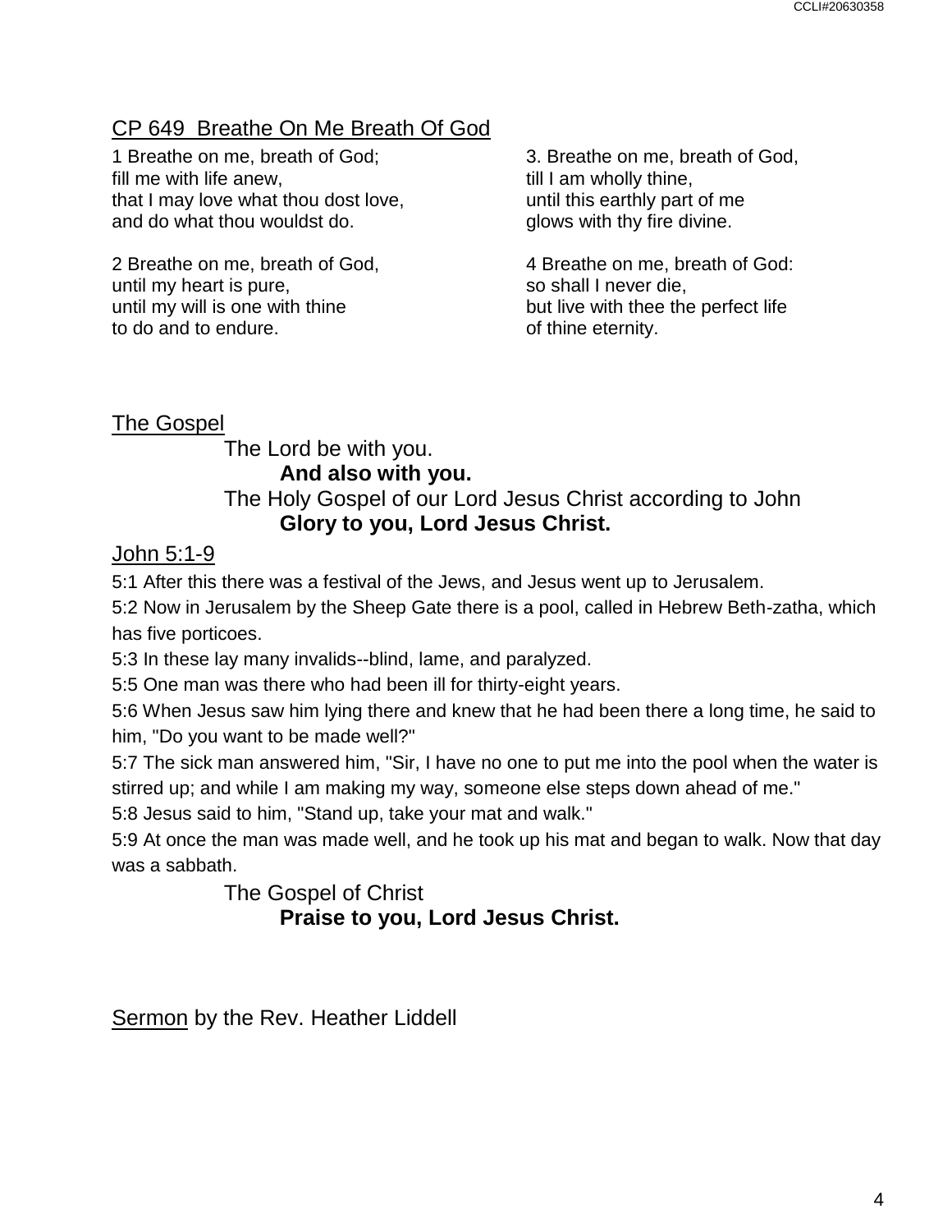## CP 649 Breathe On Me Breath Of God

1 Breathe on me, breath of God;
fill me with life anew,
that I may love what thou dost love,
and do what thou wouldst do.

2 Breathe on me, breath of God,
until my heart is pure,
until my will is one with thine
to do and to endure.

3. Breathe on me, breath of God,
till I am wholly thine,
until this earthly part of me
glows with thy fire divine.

4 Breathe on me, breath of God:
so shall I never die,
but live with thee the perfect life
of thine eternity.

## The Gospel

The Lord be with you.
**And also with you.**
The Holy Gospel of our Lord Jesus Christ according to John
**Glory to you, Lord Jesus Christ.**

## John 5:1-9

5:1 After this there was a festival of the Jews, and Jesus went up to Jerusalem.
5:2 Now in Jerusalem by the Sheep Gate there is a pool, called in Hebrew Beth-zatha, which has five porticoes.
5:3 In these lay many invalids--blind, lame, and paralyzed.
5:5 One man was there who had been ill for thirty-eight years.
5:6 When Jesus saw him lying there and knew that he had been there a long time, he said to him, "Do you want to be made well?"
5:7 The sick man answered him, "Sir, I have no one to put me into the pool when the water is stirred up; and while I am making my way, someone else steps down ahead of me."
5:8 Jesus said to him, "Stand up, take your mat and walk."
5:9 At once the man was made well, and he took up his mat and began to walk. Now that day was a sabbath.

The Gospel of Christ
**Praise to you, Lord Jesus Christ.**

## Sermon by the Rev. Heather Liddell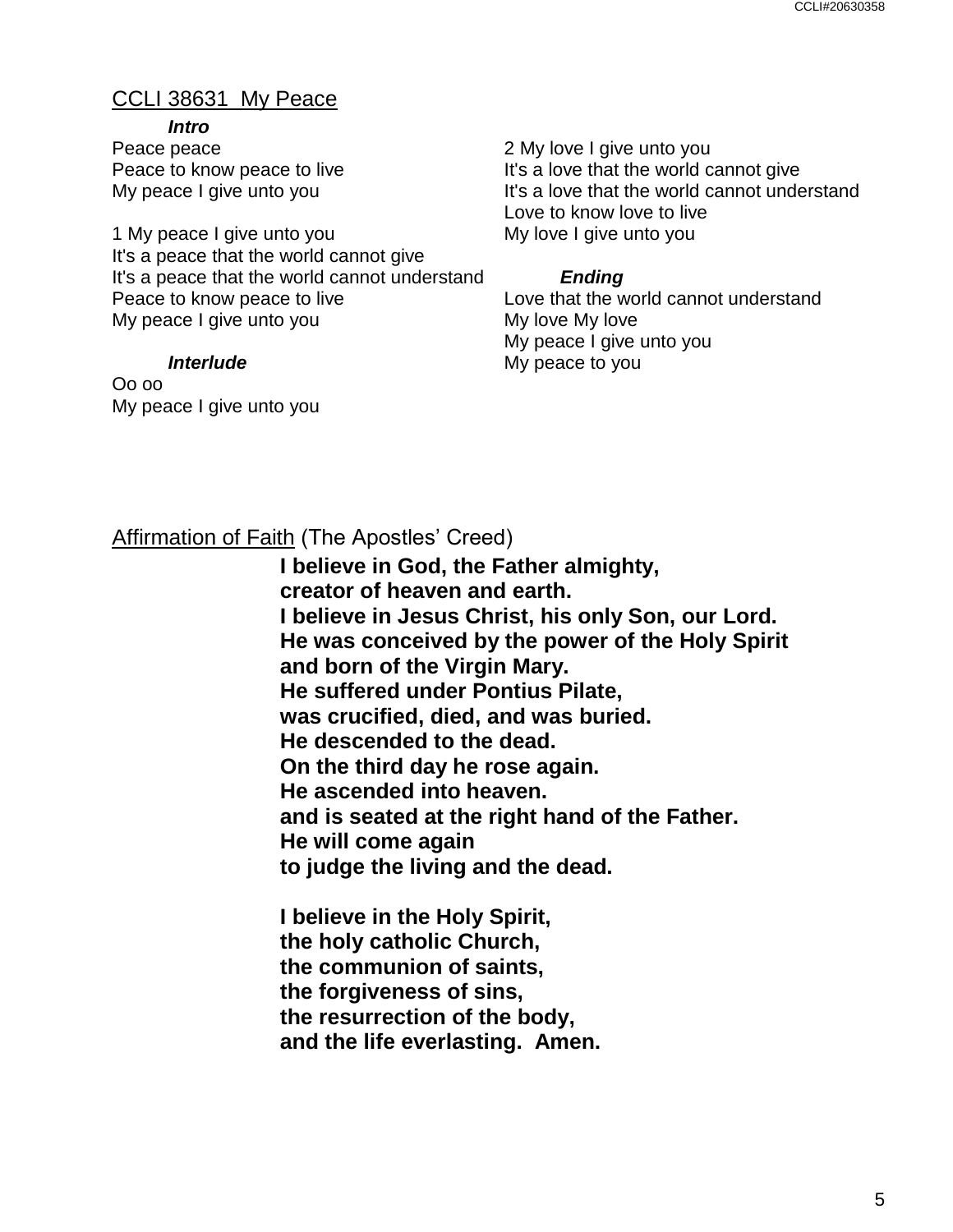## CCLI 38631 My Peace

***Intro***

Peace peace
Peace to know peace to live
My peace I give unto you

1 My peace I give unto you
It's a peace that the world cannot give
It's a peace that the world cannot understand
Peace to know peace to live
My peace I give unto you

***Interlude***

Oo oo
My peace I give unto you

2 My love I give unto you
It's a love that the world cannot give
It's a love that the world cannot understand
Love to know love to live
My love I give unto you

***Ending***

Love that the world cannot understand
My love My love
My peace I give unto you
My peace to you

## Affirmation of Faith (The Apostles' Creed)

**I believe in God, the Father almighty,**
**creator of heaven and earth.**
**I believe in Jesus Christ, his only Son, our Lord.**
**He was conceived by the power of the Holy Spirit**
**and born of the Virgin Mary.**
**He suffered under Pontius Pilate,**
**was crucified, died, and was buried.**
**He descended to the dead.**
**On the third day he rose again.**
**He ascended into heaven.**
**and is seated at the right hand of the Father.**
**He will come again**
**to judge the living and the dead.**

**I believe in the Holy Spirit,**
**the holy catholic Church,**
**the communion of saints,**
**the forgiveness of sins,**
**the resurrection of the body,**
**and the life everlasting. Amen.**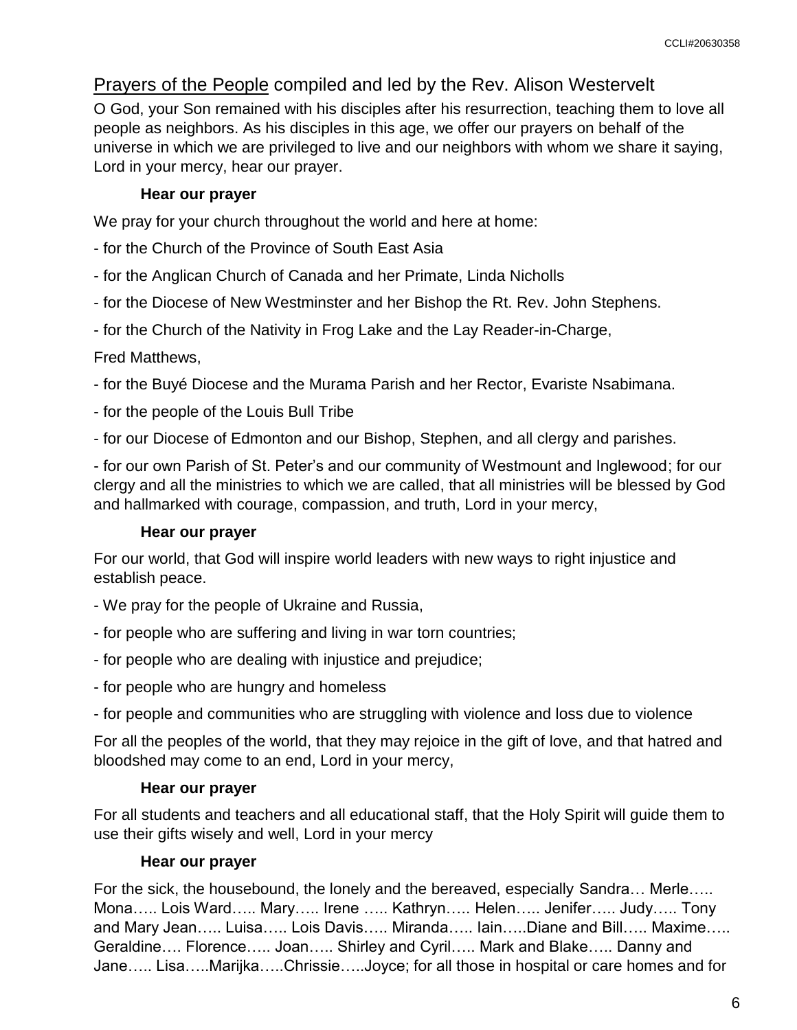## Prayers of the People compiled and led by the Rev. Alison Westervelt

O God, your Son remained with his disciples after his resurrection, teaching them to love all people as neighbors. As his disciples in this age, we offer our prayers on behalf of the universe in which we are privileged to live and our neighbors with whom we share it saying, Lord in your mercy, hear our prayer.

**Hear our prayer**

We pray for your church throughout the world and here at home:

- for the Church of the Province of South East Asia

- for the Anglican Church of Canada and her Primate, Linda Nicholls

- for the Diocese of New Westminster and her Bishop the Rt. Rev. John Stephens.

- for the Church of the Nativity in Frog Lake and the Lay Reader-in-Charge,

Fred Matthews,

- for the Buyé Diocese and the Murama Parish and her Rector, Evariste Nsabimana.

- for the people of the Louis Bull Tribe

- for our Diocese of Edmonton and our Bishop, Stephen, and all clergy and parishes.

- for our own Parish of St. Peter's and our community of Westmount and Inglewood; for our clergy and all the ministries to which we are called, that all ministries will be blessed by God and hallmarked with courage, compassion, and truth, Lord in your mercy,

**Hear our prayer**

For our world, that God will inspire world leaders with new ways to right injustice and establish peace.

- We pray for the people of Ukraine and Russia,

- for people who are suffering and living in war torn countries;

- for people who are dealing with injustice and prejudice;

- for people who are hungry and homeless

- for people and communities who are struggling with violence and loss due to violence

For all the peoples of the world, that they may rejoice in the gift of love, and that hatred and bloodshed may come to an end, Lord in your mercy,

**Hear our prayer**

For all students and teachers and all educational staff, that the Holy Spirit will guide them to use their gifts wisely and well, Lord in your mercy

**Hear our prayer**

For the sick, the housebound, the lonely and the bereaved, especially Sandra… Merle….. Mona….. Lois Ward….. Mary….. Irene ….. Kathryn….. Helen….. Jenifer….. Judy….. Tony and Mary Jean….. Luisa….. Lois Davis….. Miranda….. Iain…..Diane and Bill….. Maxime….. Geraldine…. Florence….. Joan….. Shirley and Cyril….. Mark and Blake….. Danny and Jane….. Lisa…..Marijka…..Chrissie…..Joyce; for all those in hospital or care homes and for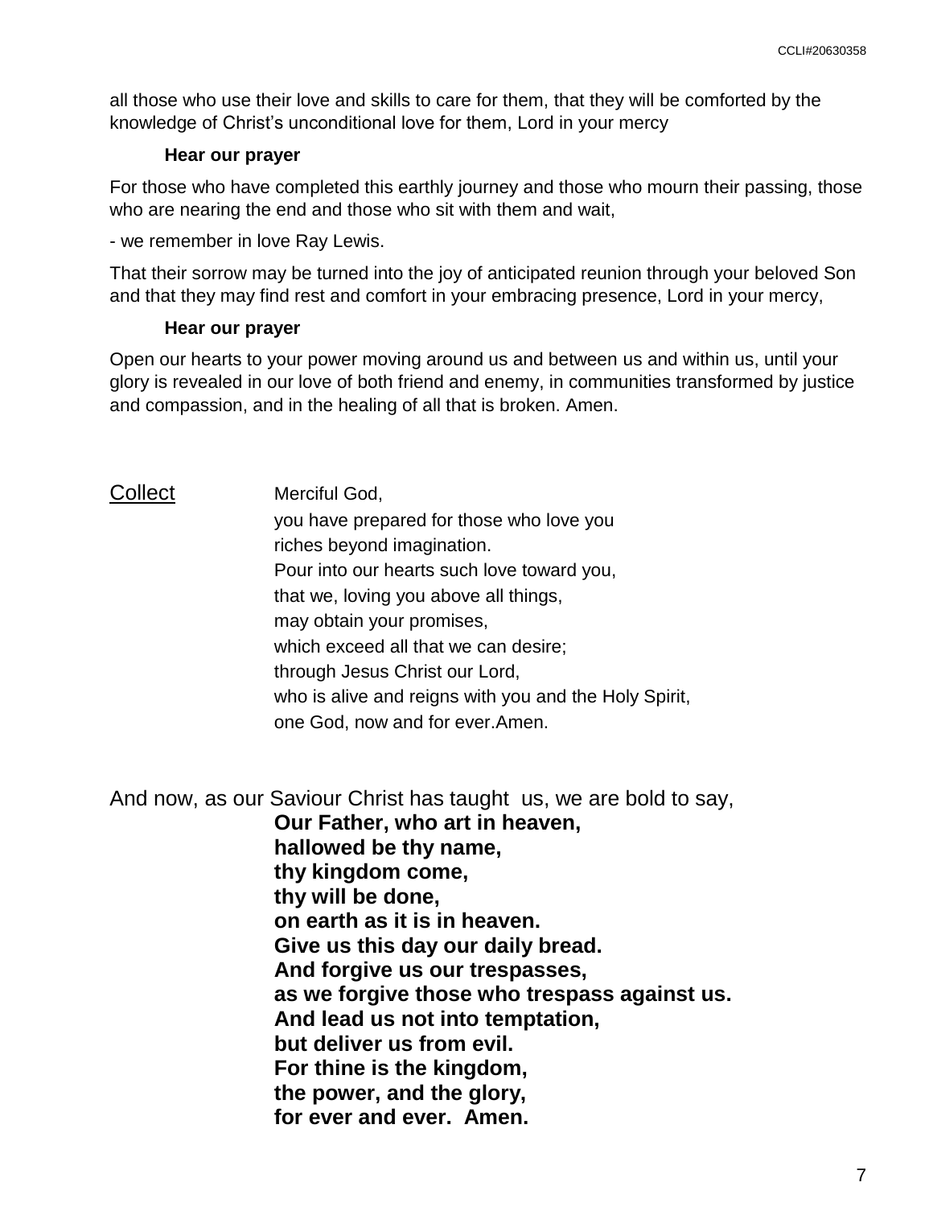all those who use their love and skills to care for them, that they will be comforted by the knowledge of Christ's unconditional love for them, Lord in your mercy

**Hear our prayer**

For those who have completed this earthly journey and those who mourn their passing, those who are nearing the end and those who sit with them and wait,

- we remember in love Ray Lewis.

That their sorrow may be turned into the joy of anticipated reunion through your beloved Son and that they may find rest and comfort in your embracing presence, Lord in your mercy,

**Hear our prayer**

Open our hearts to your power moving around us and between us and within us, until your glory is revealed in our love of both friend and enemy, in communities transformed by justice and compassion, and in the healing of all that is broken. Amen.

## Collect

Merciful God,
you have prepared for those who love you
riches beyond imagination.
Pour into our hearts such love toward you,
that we, loving you above all things,
may obtain your promises,
which exceed all that we can desire;
through Jesus Christ our Lord,
who is alive and reigns with you and the Holy Spirit,
one God, now and for ever.Amen.

And now, as our Saviour Christ has taught us, we are bold to say,

**Our Father, who art in heaven,
hallowed be thy name,
thy kingdom come,
thy will be done,
on earth as it is in heaven.
Give us this day our daily bread.
And forgive us our trespasses,
as we forgive those who trespass against us.
And lead us not into temptation,
but deliver us from evil.
For thine is the kingdom,
the power, and the glory,
for ever and ever. Amen.**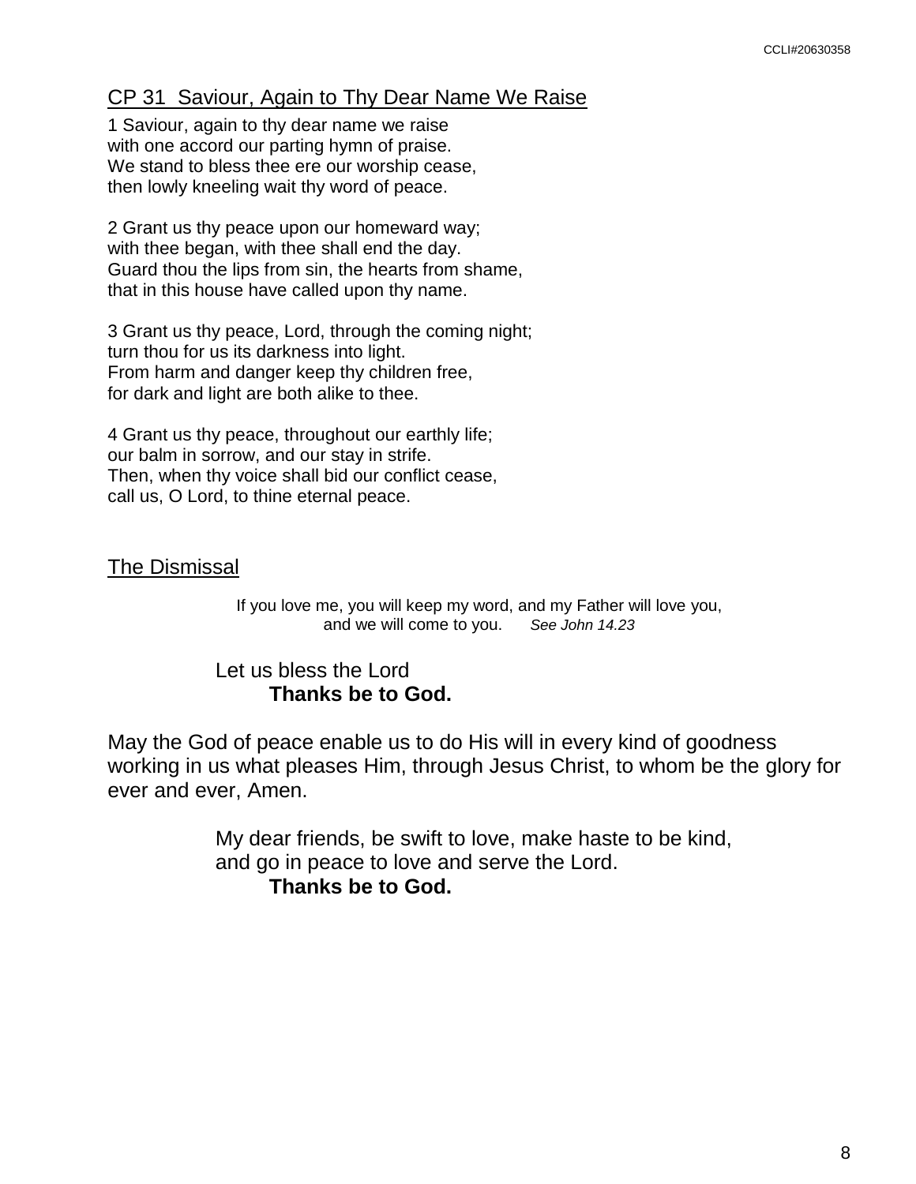## CP 31 Saviour, Again to Thy Dear Name We Raise

1 Saviour, again to thy dear name we raise
with one accord our parting hymn of praise.
We stand to bless thee ere our worship cease,
then lowly kneeling wait thy word of peace.

2 Grant us thy peace upon our homeward way;
with thee began, with thee shall end the day.
Guard thou the lips from sin, the hearts from shame,
that in this house have called upon thy name.

3 Grant us thy peace, Lord, through the coming night;
turn thou for us its darkness into light.
From harm and danger keep thy children free,
for dark and light are both alike to thee.

4 Grant us thy peace, throughout our earthly life;
our balm in sorrow, and our stay in strife.
Then, when thy voice shall bid our conflict cease,
call us, O Lord, to thine eternal peace.

## The Dismissal

If you love me, you will keep my word, and my Father will love you,
and we will come to you. *See John 14.23*

Let us bless the Lord
**Thanks be to God.**

May the God of peace enable us to do His will in every kind of goodness working in us what pleases Him, through Jesus Christ, to whom be the glory for ever and ever, Amen.

My dear friends, be swift to love, make haste to be kind,
and go in peace to love and serve the Lord.
**Thanks be to God.**